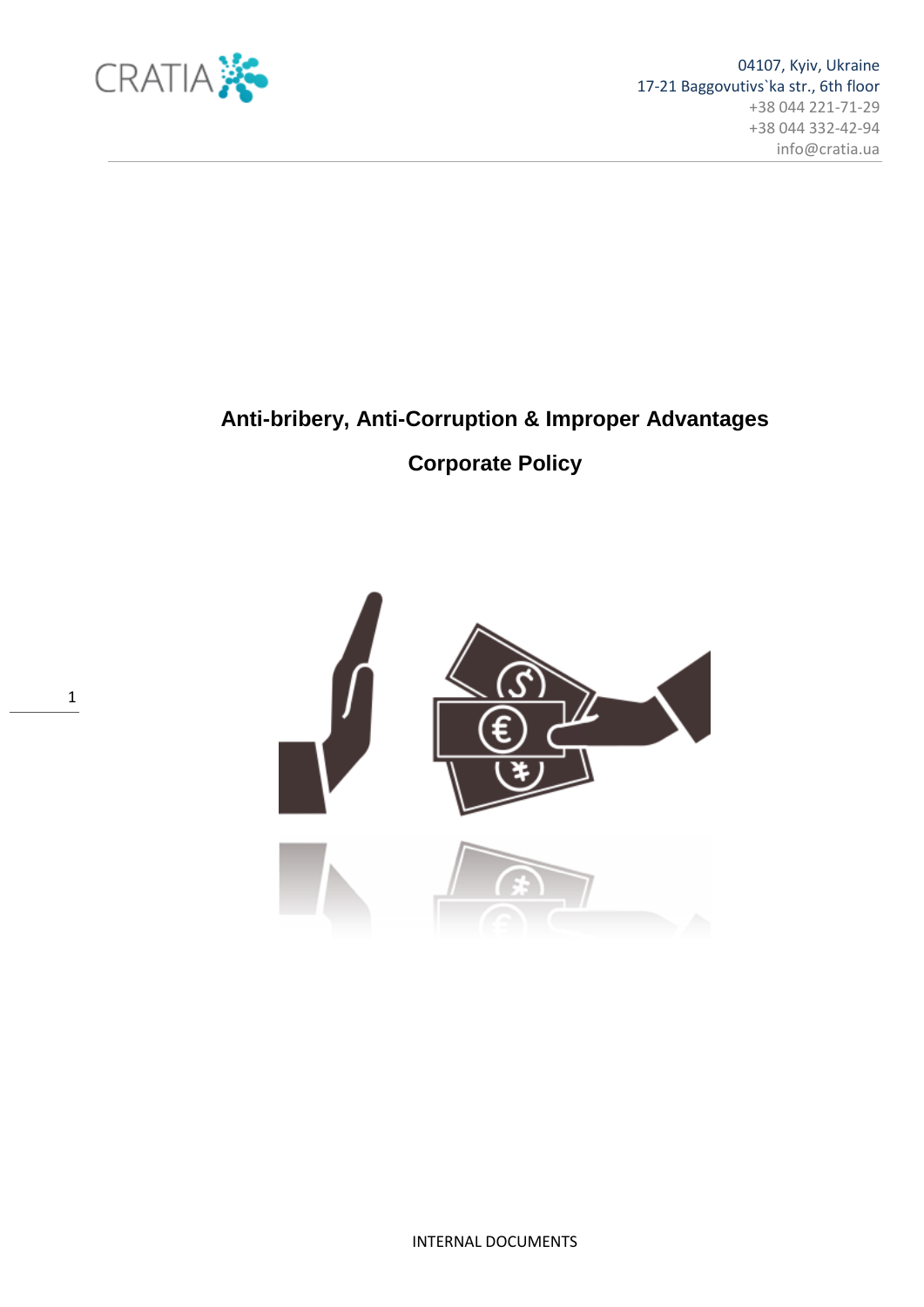CRATIA

04107, Kyiv, Ukraine
17-21 Baggovutivs`ka str., 6th floor
+38 044 221-71-29
+38 044 332-42-94
info@cratia.ua

# Anti-bribery, Anti-Corruption & Improper Advantages

# Corporate Policy

INTERNAL DOCUMENTS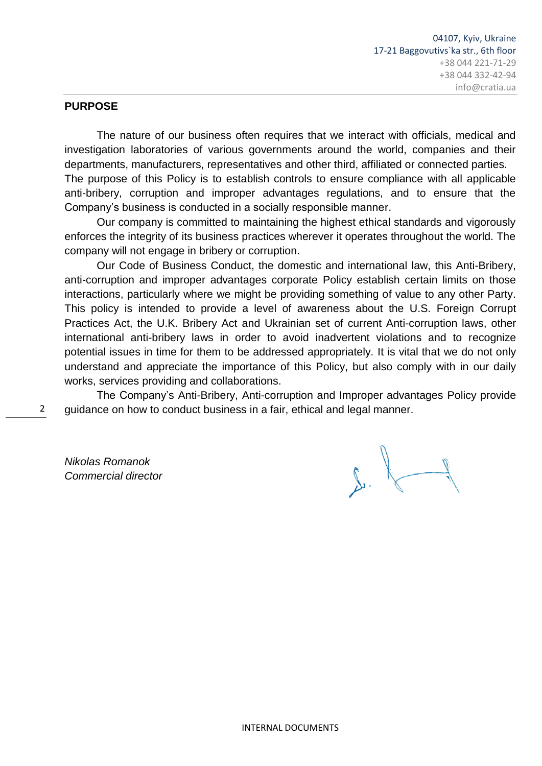04107, Kyiv, Ukraine
17-21 Baggovutivs`ka str., 6th floor
+38 044 221-71-29
+38 044 332-42-94
info@cratia.ua

## PURPOSE

The nature of our business often requires that we interact with officials, medical and investigation laboratories of various governments around the world, companies and their departments, manufacturers, representatives and other third, affiliated or connected parties. The purpose of this Policy is to establish controls to ensure compliance with all applicable anti-bribery, corruption and improper advantages regulations, and to ensure that the Company's business is conducted in a socially responsible manner.

Our company is committed to maintaining the highest ethical standards and vigorously enforces the integrity of its business practices wherever it operates throughout the world. The company will not engage in bribery or corruption.

Our Code of Business Conduct, the domestic and international law, this Anti-Bribery, anti-corruption and improper advantages corporate Policy establish certain limits on those interactions, particularly where we might be providing something of value to any other Party. This policy is intended to provide a level of awareness about the U.S. Foreign Corrupt Practices Act, the U.K. Bribery Act and Ukrainian set of current Anti-corruption laws, other international anti-bribery laws in order to avoid inadvertent violations and to recognize potential issues in time for them to be addressed appropriately. It is vital that we do not only understand and appreciate the importance of this Policy, but also comply with in our daily works, services providing and collaborations.

The Company's Anti-Bribery, Anti-corruption and Improper advantages Policy provide guidance on how to conduct business in a fair, ethical and legal manner.

*Nikolas Romanok*
*Commercial director*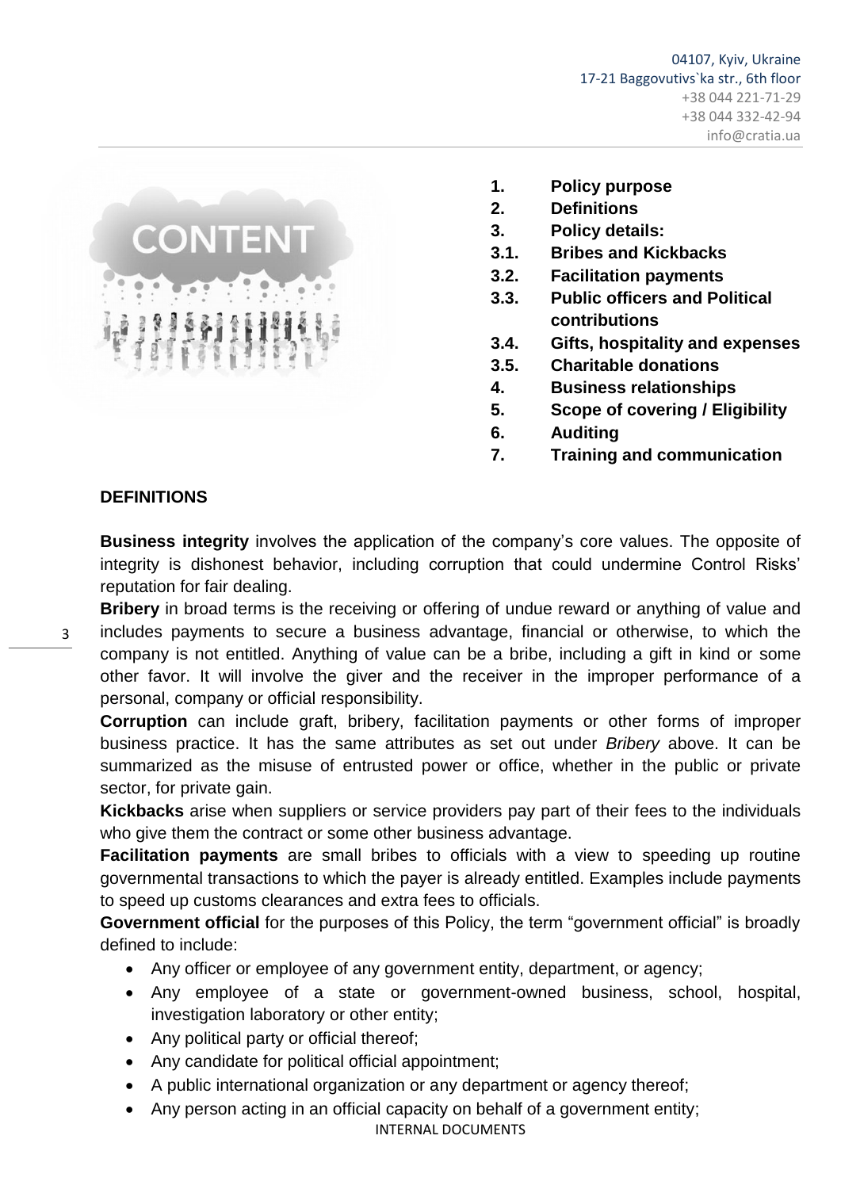1. **Policy purpose**
2. **Definitions**
3. **Policy details:**
3.1. **Bribes and Kickbacks**
3.2. **Facilitation payments**
3.3. **Public officers and Political contributions**
3.4. **Gifts, hospitality and expenses**
3.5. **Charitable donations**
4. **Business relationships**
5. **Scope of covering / Eligibility**
6. **Auditing**
7. **Training and communication**

## DEFINITIONS

**Business integrity** involves the application of the company's core values. The opposite of integrity is dishonest behavior, including corruption that could undermine Control Risks' reputation for fair dealing.

**Bribery** in broad terms is the receiving or offering of undue reward or anything of value and includes payments to secure a business advantage, financial or otherwise, to which the company is not entitled. Anything of value can be a bribe, including a gift in kind or some other favor. It will involve the giver and the receiver in the improper performance of a personal, company or official responsibility.

**Corruption** can include graft, bribery, facilitation payments or other forms of improper business practice. It has the same attributes as set out under *Bribery* above. It can be summarized as the misuse of entrusted power or office, whether in the public or private sector, for private gain.

**Kickbacks** arise when suppliers or service providers pay part of their fees to the individuals who give them the contract or some other business advantage.

**Facilitation payments** are small bribes to officials with a view to speeding up routine governmental transactions to which the payer is already entitled. Examples include payments to speed up customs clearances and extra fees to officials.

**Government official** for the purposes of this Policy, the term "government official" is broadly defined to include:

- Any officer or employee of any government entity, department, or agency;
- Any employee of a state or government-owned business, school, hospital, investigation laboratory or other entity;
- Any political party or official thereof;
- Any candidate for political official appointment;
- A public international organization or any department or agency thereof;
- Any person acting in an official capacity on behalf of a government entity;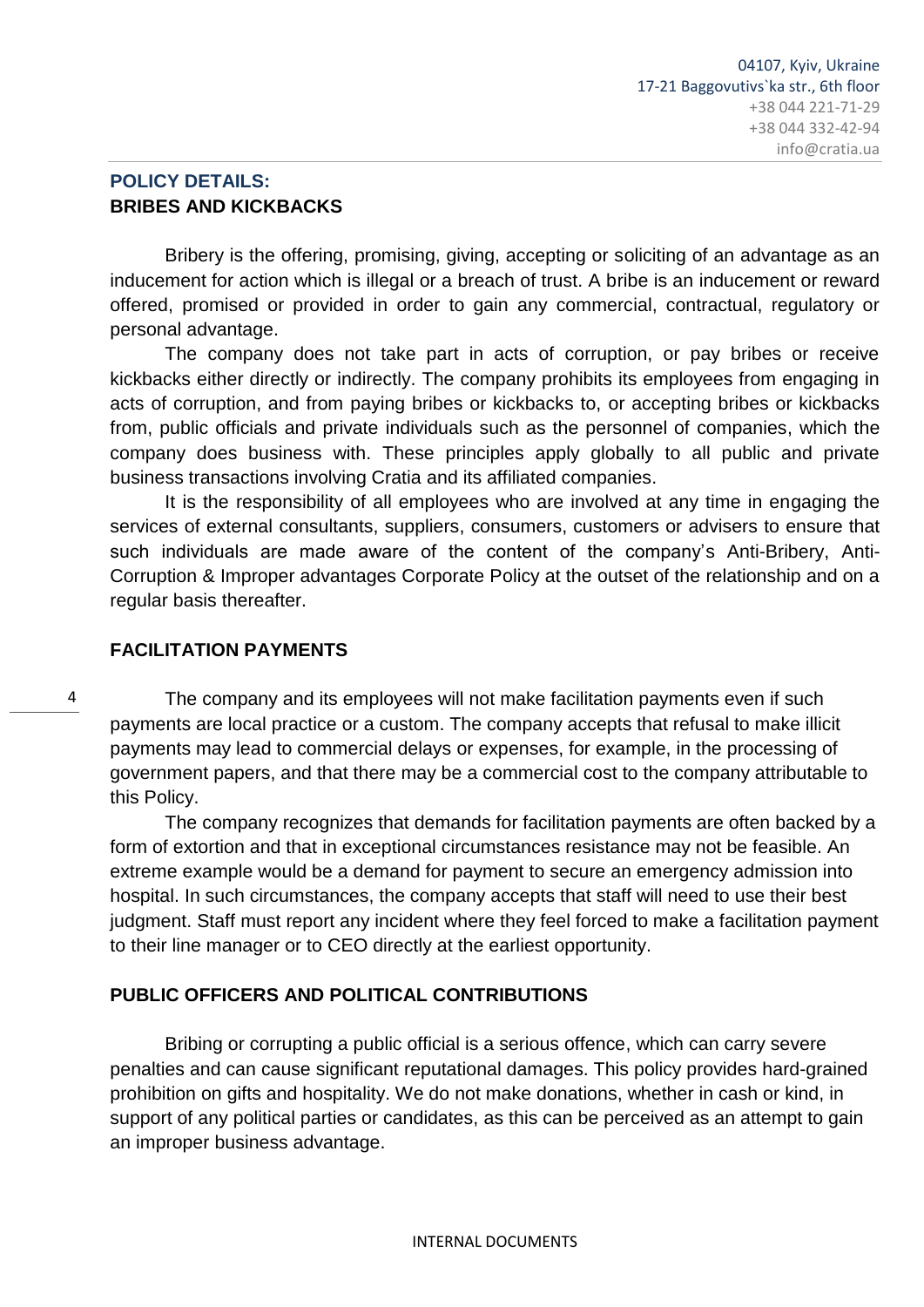## POLICY DETAILS:

### BRIBES AND KICKBACKS

Bribery is the offering, promising, giving, accepting or soliciting of an advantage as an inducement for action which is illegal or a breach of trust. A bribe is an inducement or reward offered, promised or provided in order to gain any commercial, contractual, regulatory or personal advantage.

The company does not take part in acts of corruption, or pay bribes or receive kickbacks either directly or indirectly. The company prohibits its employees from engaging in acts of corruption, and from paying bribes or kickbacks to, or accepting bribes or kickbacks from, public officials and private individuals such as the personnel of companies, which the company does business with. These principles apply globally to all public and private business transactions involving Cratia and its affiliated companies.

It is the responsibility of all employees who are involved at any time in engaging the services of external consultants, suppliers, consumers, customers or advisers to ensure that such individuals are made aware of the content of the company's Anti-Bribery, Anti-Corruption & Improper advantages Corporate Policy at the outset of the relationship and on a regular basis thereafter.

### FACILITATION PAYMENTS

The company and its employees will not make facilitation payments even if such payments are local practice or a custom. The company accepts that refusal to make illicit payments may lead to commercial delays or expenses, for example, in the processing of government papers, and that there may be a commercial cost to the company attributable to this Policy.

The company recognizes that demands for facilitation payments are often backed by a form of extortion and that in exceptional circumstances resistance may not be feasible. An extreme example would be a demand for payment to secure an emergency admission into hospital. In such circumstances, the company accepts that staff will need to use their best judgment. Staff must report any incident where they feel forced to make a facilitation payment to their line manager or to CEO directly at the earliest opportunity.

### PUBLIC OFFICERS AND POLITICAL CONTRIBUTIONS

Bribing or corrupting a public official is a serious offence, which can carry severe penalties and can cause significant reputational damages. This policy provides hard-grained prohibition on gifts and hospitality. We do not make donations, whether in cash or kind, in support of any political parties or candidates, as this can be perceived as an attempt to gain an improper business advantage.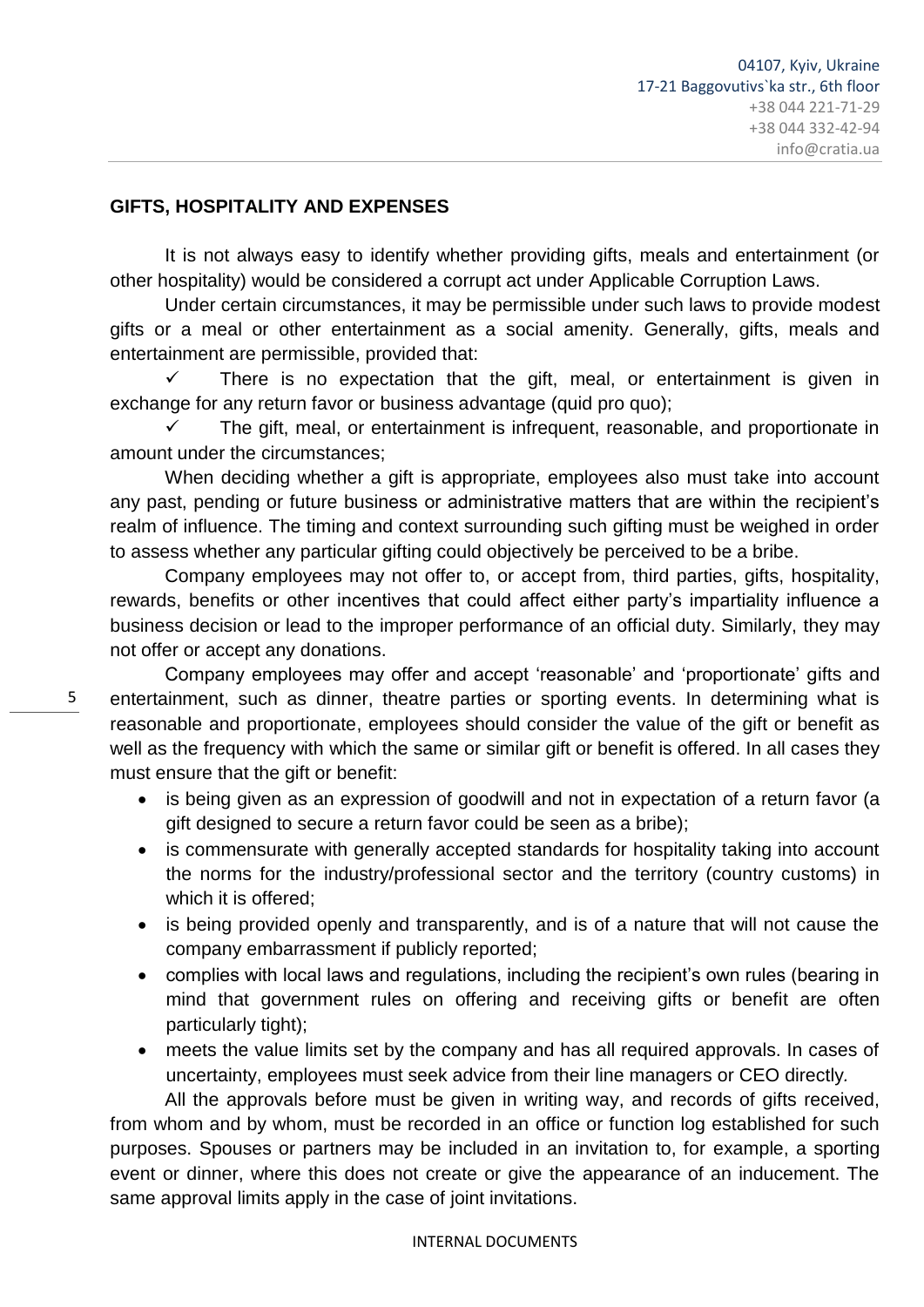## GIFTS, HOSPITALITY AND EXPENSES

It is not always easy to identify whether providing gifts, meals and entertainment (or other hospitality) would be considered a corrupt act under Applicable Corruption Laws.

Under certain circumstances, it may be permissible under such laws to provide modest gifts or a meal or other entertainment as a social amenity. Generally, gifts, meals and entertainment are permissible, provided that:

- ✓ There is no expectation that the gift, meal, or entertainment is given in exchange for any return favor or business advantage (quid pro quo);
- ✓ The gift, meal, or entertainment is infrequent, reasonable, and proportionate in amount under the circumstances;

When deciding whether a gift is appropriate, employees also must take into account any past, pending or future business or administrative matters that are within the recipient's realm of influence. The timing and context surrounding such gifting must be weighed in order to assess whether any particular gifting could objectively be perceived to be a bribe.

Company employees may not offer to, or accept from, third parties, gifts, hospitality, rewards, benefits or other incentives that could affect either party's impartiality influence a business decision or lead to the improper performance of an official duty. Similarly, they may not offer or accept any donations.

Company employees may offer and accept 'reasonable' and 'proportionate' gifts and entertainment, such as dinner, theatre parties or sporting events. In determining what is reasonable and proportionate, employees should consider the value of the gift or benefit as well as the frequency with which the same or similar gift or benefit is offered. In all cases they must ensure that the gift or benefit:

- is being given as an expression of goodwill and not in expectation of a return favor (a gift designed to secure a return favor could be seen as a bribe);
- is commensurate with generally accepted standards for hospitality taking into account the norms for the industry/professional sector and the territory (country customs) in which it is offered;
- is being provided openly and transparently, and is of a nature that will not cause the company embarrassment if publicly reported;
- complies with local laws and regulations, including the recipient's own rules (bearing in mind that government rules on offering and receiving gifts or benefit are often particularly tight);
- meets the value limits set by the company and has all required approvals. In cases of uncertainty, employees must seek advice from their line managers or CEO directly.

All the approvals before must be given in writing way, and records of gifts received, from whom and by whom, must be recorded in an office or function log established for such purposes. Spouses or partners may be included in an invitation to, for example, a sporting event or dinner, where this does not create or give the appearance of an inducement. The same approval limits apply in the case of joint invitations.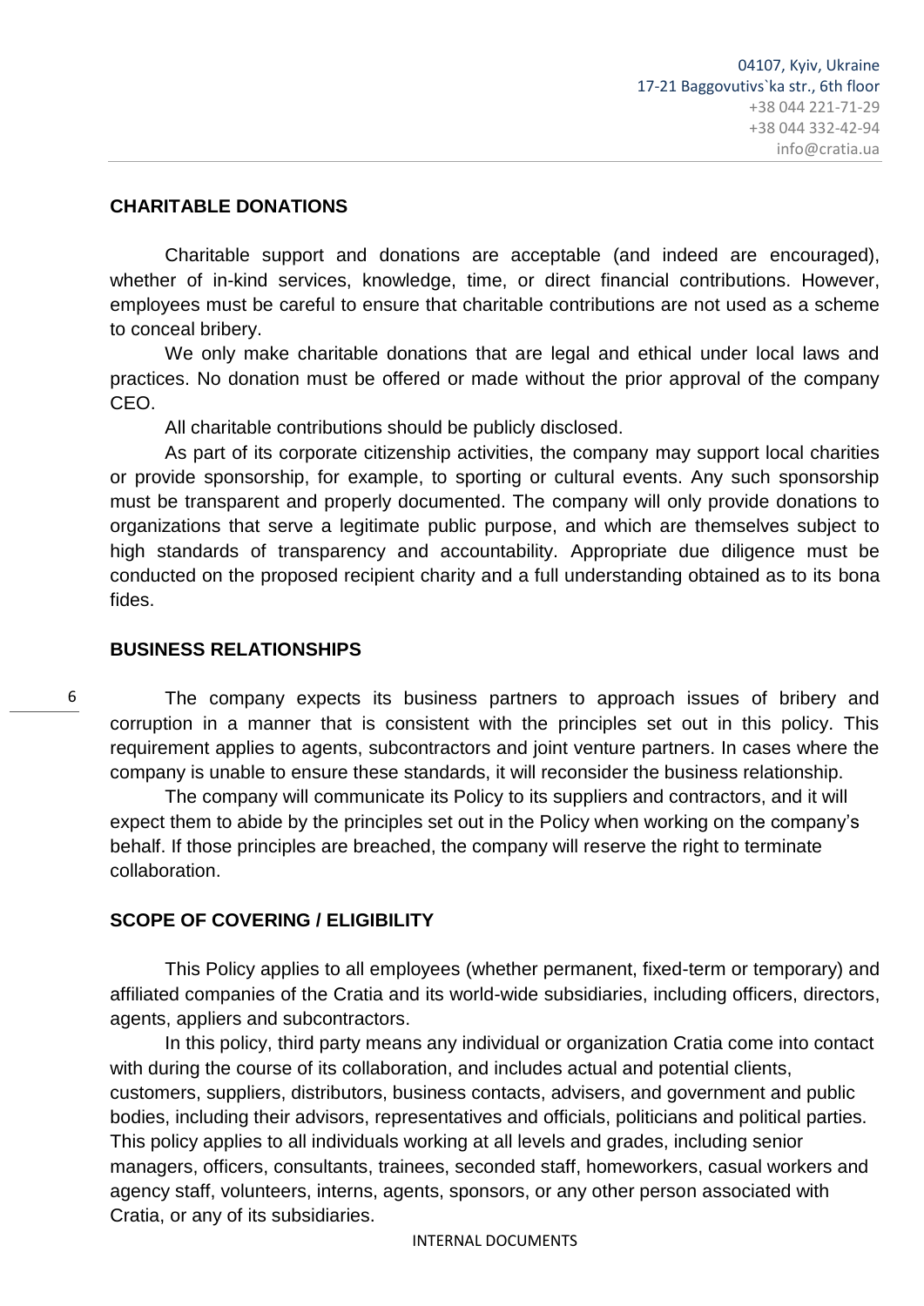## CHARITABLE DONATIONS

Charitable support and donations are acceptable (and indeed are encouraged), whether of in-kind services, knowledge, time, or direct financial contributions. However, employees must be careful to ensure that charitable contributions are not used as a scheme to conceal bribery.

We only make charitable donations that are legal and ethical under local laws and practices. No donation must be offered or made without the prior approval of the company CEO.

All charitable contributions should be publicly disclosed.

As part of its corporate citizenship activities, the company may support local charities or provide sponsorship, for example, to sporting or cultural events. Any such sponsorship must be transparent and properly documented. The company will only provide donations to organizations that serve a legitimate public purpose, and which are themselves subject to high standards of transparency and accountability. Appropriate due diligence must be conducted on the proposed recipient charity and a full understanding obtained as to its bona fides.

## BUSINESS RELATIONSHIPS

The company expects its business partners to approach issues of bribery and corruption in a manner that is consistent with the principles set out in this policy. This requirement applies to agents, subcontractors and joint venture partners. In cases where the company is unable to ensure these standards, it will reconsider the business relationship.

The company will communicate its Policy to its suppliers and contractors, and it will expect them to abide by the principles set out in the Policy when working on the company's behalf. If those principles are breached, the company will reserve the right to terminate collaboration.

## SCOPE OF COVERING / ELIGIBILITY

This Policy applies to all employees (whether permanent, fixed-term or temporary) and affiliated companies of the Cratia and its world-wide subsidiaries, including officers, directors, agents, appliers and subcontractors.

In this policy, third party means any individual or organization Cratia come into contact with during the course of its collaboration, and includes actual and potential clients, customers, suppliers, distributors, business contacts, advisers, and government and public bodies, including their advisors, representatives and officials, politicians and political parties. This policy applies to all individuals working at all levels and grades, including senior managers, officers, consultants, trainees, seconded staff, homeworkers, casual workers and agency staff, volunteers, interns, agents, sponsors, or any other person associated with Cratia, or any of its subsidiaries.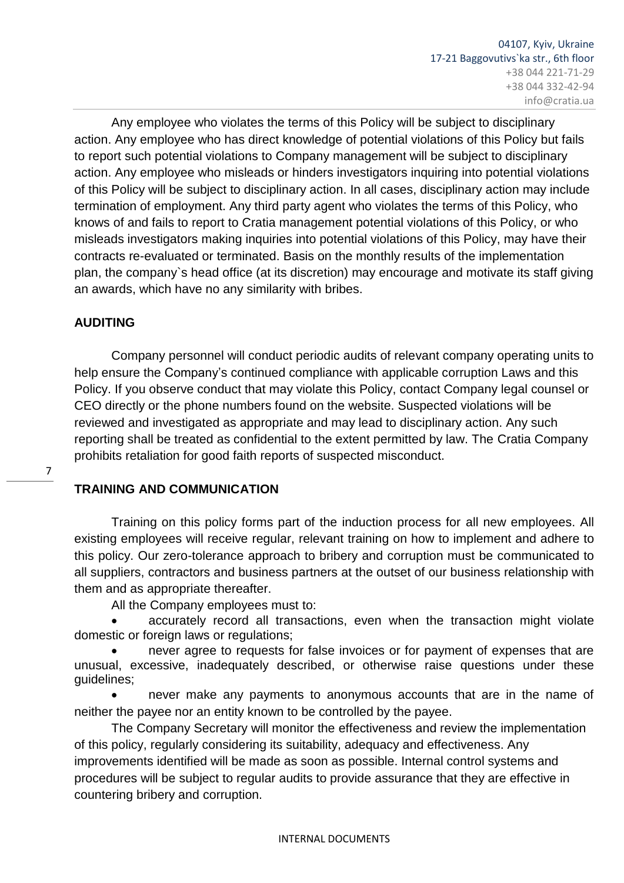Any employee who violates the terms of this Policy will be subject to disciplinary action. Any employee who has direct knowledge of potential violations of this Policy but fails to report such potential violations to Company management will be subject to disciplinary action. Any employee who misleads or hinders investigators inquiring into potential violations of this Policy will be subject to disciplinary action. In all cases, disciplinary action may include termination of employment. Any third party agent who violates the terms of this Policy, who knows of and fails to report to Cratia management potential violations of this Policy, or who misleads investigators making inquiries into potential violations of this Policy, may have their contracts re-evaluated or terminated. Basis on the monthly results of the implementation plan, the company`s head office (at its discretion) may encourage and motivate its staff giving an awards, which have no any similarity with bribes.

**AUDITING**

Company personnel will conduct periodic audits of relevant company operating units to help ensure the Company's continued compliance with applicable corruption Laws and this Policy. If you observe conduct that may violate this Policy, contact Company legal counsel or CEO directly or the phone numbers found on the website. Suspected violations will be reviewed and investigated as appropriate and may lead to disciplinary action. Any such reporting shall be treated as confidential to the extent permitted by law. The Cratia Company prohibits retaliation for good faith reports of suspected misconduct.

**TRAINING AND COMMUNICATION**

Training on this policy forms part of the induction process for all new employees. All existing employees will receive regular, relevant training on how to implement and adhere to this policy. Our zero-tolerance approach to bribery and corruption must be communicated to all suppliers, contractors and business partners at the outset of our business relationship with them and as appropriate thereafter.

All the Company employees must to:

- accurately record all transactions, even when the transaction might violate domestic or foreign laws or regulations;
- never agree to requests for false invoices or for payment of expenses that are unusual, excessive, inadequately described, or otherwise raise questions under these guidelines;
- never make any payments to anonymous accounts that are in the name of neither the payee nor an entity known to be controlled by the payee.

The Company Secretary will monitor the effectiveness and review the implementation of this policy, regularly considering its suitability, adequacy and effectiveness. Any improvements identified will be made as soon as possible. Internal control systems and procedures will be subject to regular audits to provide assurance that they are effective in countering bribery and corruption.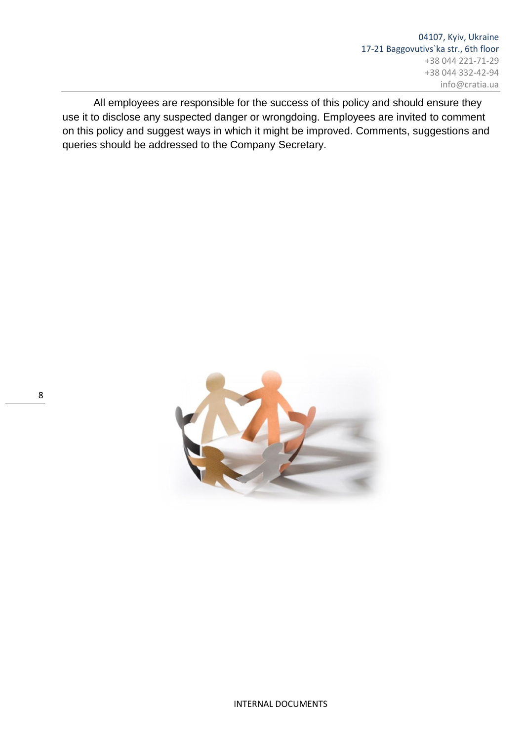All employees are responsible for the success of this policy and should ensure they use it to disclose any suspected danger or wrongdoing. Employees are invited to comment on this policy and suggest ways in which it might be improved. Comments, suggestions and queries should be addressed to the Company Secretary.